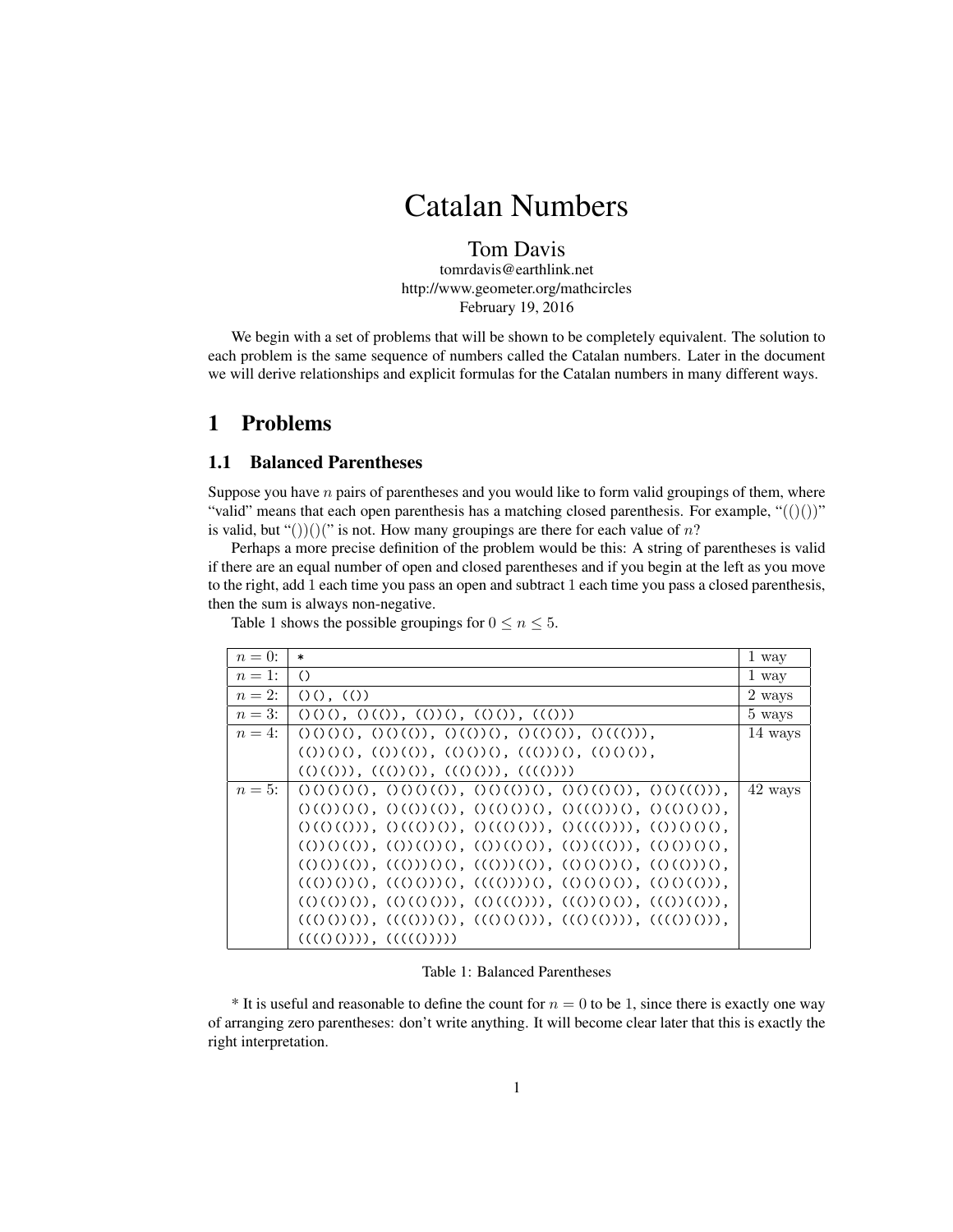# Catalan Numbers

Tom Davis
tomrdavis@earthlink.net
http://www.geometer.org/mathcircles
February 19, 2016

We begin with a set of problems that will be shown to be completely equivalent. The solution to each problem is the same sequence of numbers called the Catalan numbers. Later in the document we will derive relationships and explicit formulas for the Catalan numbers in many different ways.

## 1 Problems

### 1.1 Balanced Parentheses

Suppose you have $n$ pairs of parentheses and you would like to form valid groupings of them, where "valid" means that each open parenthesis has a matching closed parenthesis. For example, "(()())" is valid, but "())()(" is not. How many groupings are there for each value of $n$?

Perhaps a more precise definition of the problem would be this: A string of parentheses is valid if there are an equal number of open and closed parentheses and if you begin at the left as you move to the right, add 1 each time you pass an open and subtract 1 each time you pass a closed parenthesis, then the sum is always non-negative.

Table 1 shows the possible groupings for $0 \leq n \leq 5$.

| | | |
|---|---|---|
| $n = 0$: | * | 1 way |
| $n = 1$: | () | 1 way |
| $n = 2$: | ()(), (()) | 2 ways |
| $n = 3$: | ()()(), ()(()), (())(), (()()), ((())) | 5 ways |
| $n = 4$: | ()()()(), ()()(()), ()(())(), ()(()()), ()((())), (())()(), (())(()), (()())(), ((()))(), (()()()), (()(())), ((())()), ((()())), (((()))) | 14 ways |
| $n = 5$: | ()()()()(), ()()()(()), ()()(())(), ()()(()()), ()()((())), ()(())()(), ()(())(()), ()(()())(), ()((()))(), ()(()()()), ()(()(())), ()((())()), ()((()())), ()(((()))), (())()()(), (())()(()), (())(())(), (())(()()), (())((())), (()())()(), (()())(()), ((()))()(), ((()))(()), (()()())(), (()(()))(), ((())())(), ((()()))(), (((())))(), (()()()()), (()()(())), (()(())()), (()(()())), (()((()))), ((())()()), ((())(())), ((()())()), (((()))()), ((()()())), ((()(()))), (((())())), (((()()))), ((((())))) | 42 ways |

Table 1: Balanced Parentheses

* It is useful and reasonable to define the count for $n = 0$ to be 1, since there is exactly one way of arranging zero parentheses: don't write anything. It will become clear later that this is exactly the right interpretation.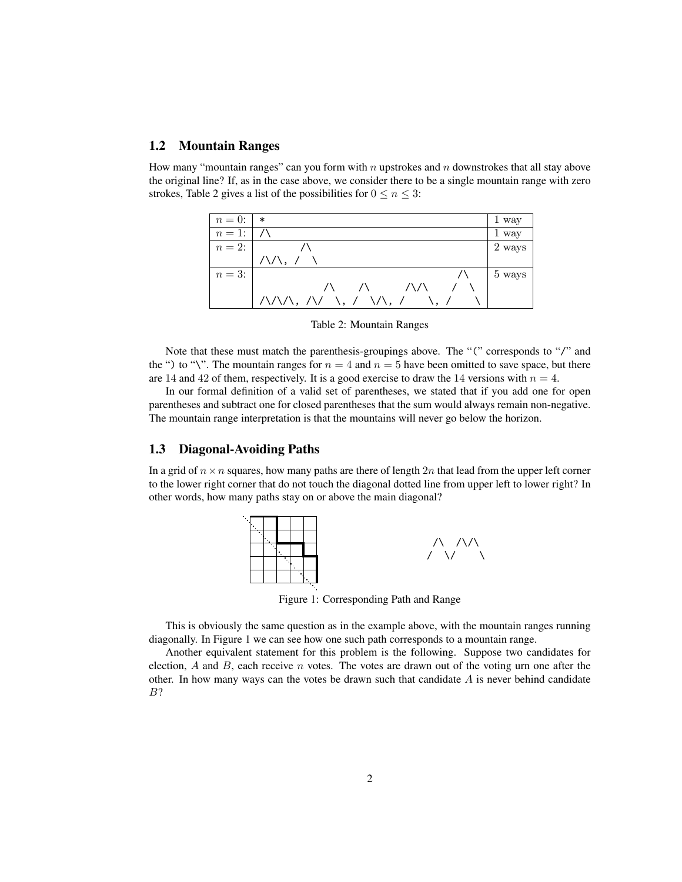## 1.2 Mountain Ranges

How many "mountain ranges" can you form with $n$ upstrokes and $n$ downstrokes that all stay above the original line? If, as in the case above, we consider there to be a single mountain range with zero strokes, Table 2 gives a list of the possibilities for $0 \leq n \leq 3$:

| | | |
|---|---|---|
| $n = 0$: | * | 1 way |
| $n = 1$: | /\ | 1 way |
| $n = 2$: | /\/\, /\\/ (i.e. `/\/\`, `//\\`) | 2 ways |
| $n = 3$: | `/\/\/\`, `/\//\\`, `//\\/\`, `//\/\\`, `///\\\` | 5 ways |

Table 2: Mountain Ranges

Note that these must match the parenthesis-groupings above. The "(" corresponds to "/" and the ")" to "\". The mountain ranges for $n = 4$ and $n = 5$ have been omitted to save space, but there are 14 and 42 of them, respectively. It is a good exercise to draw the 14 versions with $n = 4$.

In our formal definition of a valid set of parentheses, we stated that if you add one for open parentheses and subtract one for closed parentheses that the sum would always remain non-negative. The mountain range interpretation is that the mountains will never go below the horizon.

## 1.3 Diagonal-Avoiding Paths

In a grid of $n \times n$ squares, how many paths are there of length $2n$ that lead from the upper left corner to the lower right corner that do not touch the diagonal dotted line from upper left to lower right? In other words, how many paths stay on or above the main diagonal?

```
 /\  /\/\
/  \/    \
```

Figure 1: Corresponding Path and Range

This is obviously the same question as in the example above, with the mountain ranges running diagonally. In Figure 1 we can see how one such path corresponds to a mountain range.

Another equivalent statement for this problem is the following. Suppose two candidates for election, $A$ and $B$, each receive $n$ votes. The votes are drawn out of the voting urn one after the other. In how many ways can the votes be drawn such that candidate $A$ is never behind candidate $B$?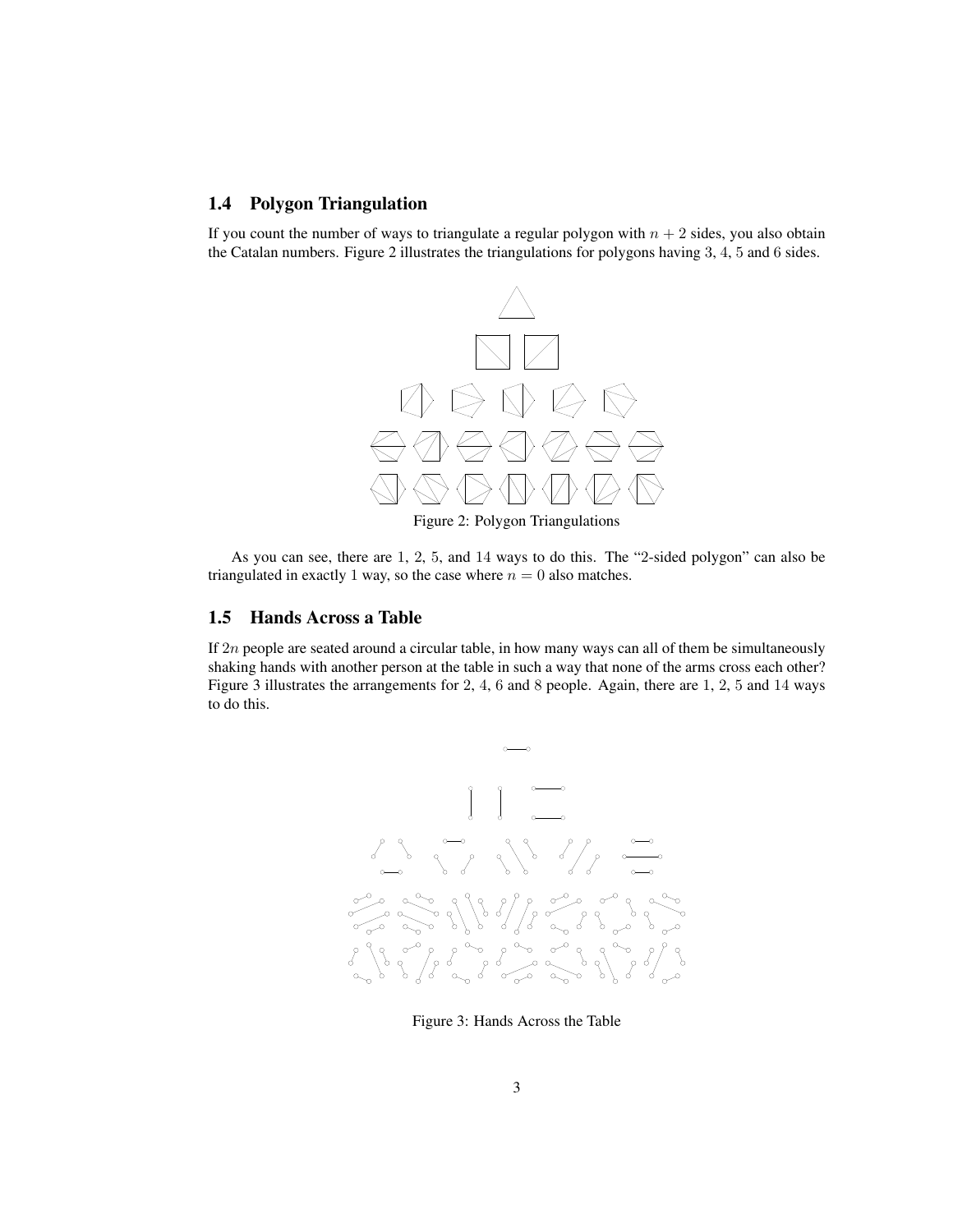## 1.4 Polygon Triangulation

If you count the number of ways to triangulate a regular polygon with $n + 2$ sides, you also obtain the Catalan numbers. Figure 2 illustrates the triangulations for polygons having 3, 4, 5 and 6 sides.

Figure 2: Polygon Triangulations

As you can see, there are 1, 2, 5, and 14 ways to do this. The "2-sided polygon" can also be triangulated in exactly 1 way, so the case where $n = 0$ also matches.

## 1.5 Hands Across a Table

If $2n$ people are seated around a circular table, in how many ways can all of them be simultaneously shaking hands with another person at the table in such a way that none of the arms cross each other? Figure 3 illustrates the arrangements for 2, 4, 6 and 8 people. Again, there are 1, 2, 5 and 14 ways to do this.

Figure 3: Hands Across the Table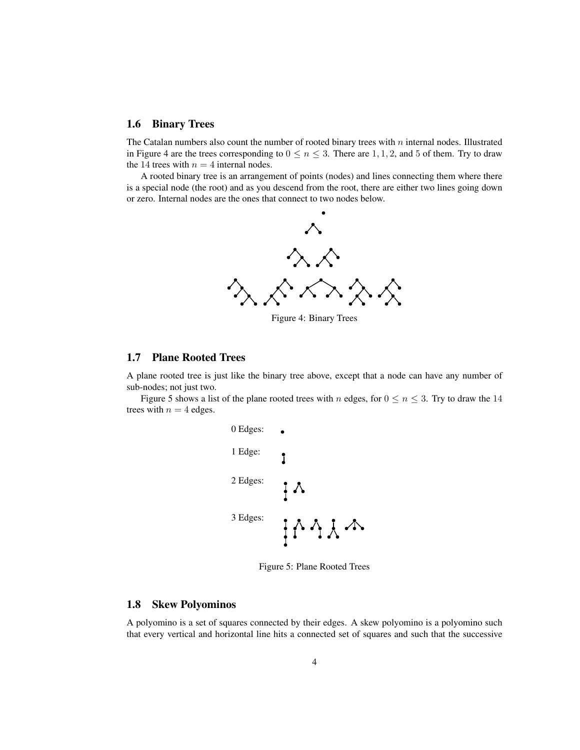## 1.6 Binary Trees

The Catalan numbers also count the number of rooted binary trees with $n$ internal nodes. Illustrated in Figure 4 are the trees corresponding to $0 \leq n \leq 3$. There are $1, 1, 2$, and $5$ of them. Try to draw the $14$ trees with $n = 4$ internal nodes.

A rooted binary tree is an arrangement of points (nodes) and lines connecting them where there is a special node (the root) and as you descend from the root, there are either two lines going down or zero. Internal nodes are the ones that connect to two nodes below.

Figure 4: Binary Trees

## 1.7 Plane Rooted Trees

A plane rooted tree is just like the binary tree above, except that a node can have any number of sub-nodes; not just two.

Figure 5 shows a list of the plane rooted trees with $n$ edges, for $0 \leq n \leq 3$. Try to draw the $14$ trees with $n = 4$ edges.

0 Edges:

1 Edge:

2 Edges:

3 Edges:

Figure 5: Plane Rooted Trees

## 1.8 Skew Polyominos

A polyomino is a set of squares connected by their edges. A skew polyomino is a polyomino such that every vertical and horizontal line hits a connected set of squares and such that the successive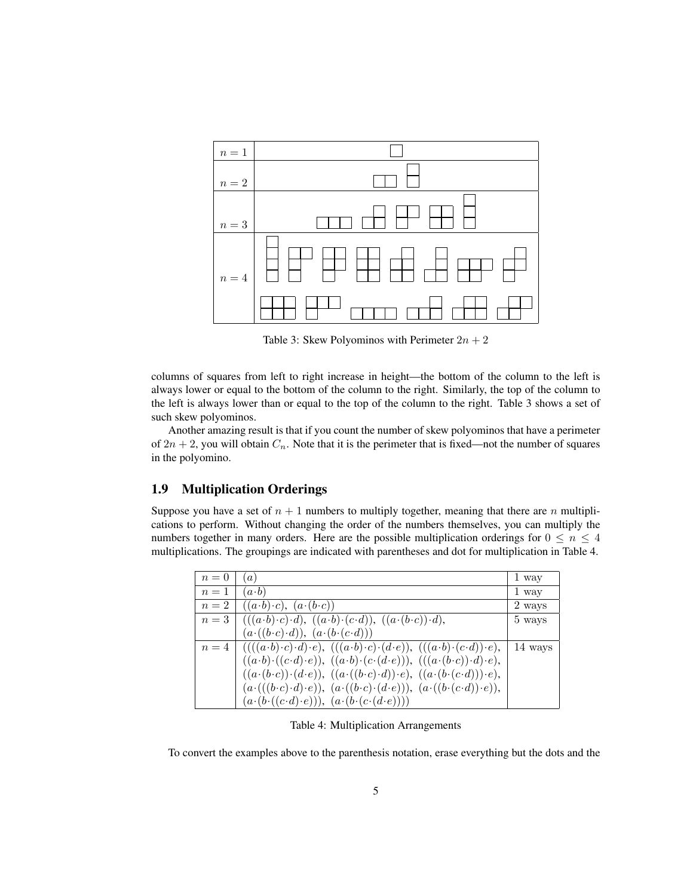Table 3: Skew Polyominos with Perimeter $2n + 2$

columns of squares from left to right increase in height—the bottom of the column to the left is always lower or equal to the bottom of the column to the right. Similarly, the top of the column to the left is always lower than or equal to the top of the column to the right. Table 3 shows a set of such skew polyominos.

Another amazing result is that if you count the number of skew polyominos that have a perimeter of $2n + 2$, you will obtain $C_n$. Note that it is the perimeter that is fixed—not the number of squares in the polyomino.

## 1.9 Multiplication Orderings

Suppose you have a set of $n + 1$ numbers to multiply together, meaning that there are $n$ multiplications to perform. Without changing the order of the numbers themselves, you can multiply the numbers together in many orders. Here are the possible multiplication orderings for $0 \le n \le 4$ multiplications. The groupings are indicated with parentheses and dot for multiplication in Table 4.

| | | |
|---|---|---|
| $n = 0$ | $(a)$ | 1 way |
| $n = 1$ | $(a \cdot b)$ | 1 way |
| $n = 2$ | $((a \cdot b) \cdot c)$, $(a \cdot (b \cdot c))$ | 2 ways |
| $n = 3$ | $(((a \cdot b) \cdot c) \cdot d)$, $((a \cdot b) \cdot (c \cdot d))$, $((a \cdot (b \cdot c)) \cdot d)$, $(a \cdot ((b \cdot c) \cdot d))$, $(a \cdot (b \cdot (c \cdot d)))$ | 5 ways |
| $n = 4$ | $((((a \cdot b) \cdot c) \cdot d) \cdot e)$, $(((a \cdot b) \cdot c) \cdot (d \cdot e))$, $(((a \cdot b) \cdot (c \cdot d)) \cdot e)$, $((a \cdot b) \cdot ((c \cdot d) \cdot e))$, $((a \cdot b) \cdot (c \cdot (d \cdot e)))$, $(((a \cdot (b \cdot c)) \cdot d) \cdot e)$, $((a \cdot (b \cdot c)) \cdot (d \cdot e))$, $((a \cdot ((b \cdot c) \cdot d)) \cdot e)$, $((a \cdot (b \cdot (c \cdot d))) \cdot e)$, $(a \cdot (((b \cdot c) \cdot d) \cdot e))$, $(a \cdot ((b \cdot c) \cdot (d \cdot e)))$, $(a \cdot ((b \cdot (c \cdot d)) \cdot e))$, $(a \cdot (b \cdot ((c \cdot d) \cdot e)))$, $(a \cdot (b \cdot (c \cdot (d \cdot e))))$ | 14 ways |

Table 4: Multiplication Arrangements

To convert the examples above to the parenthesis notation, erase everything but the dots and the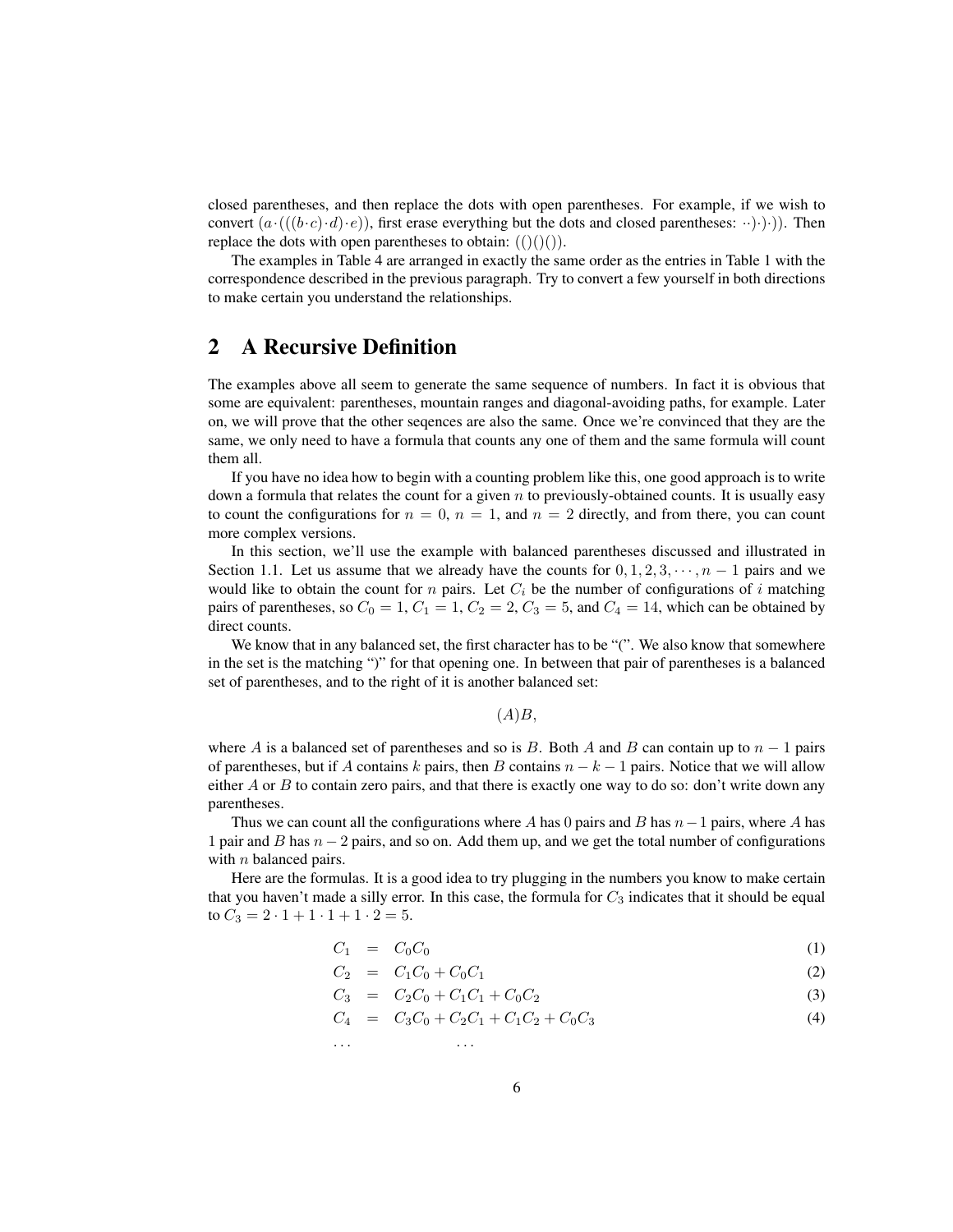closed parentheses, and then replace the dots with open parentheses. For example, if we wish to convert $(a\cdot(((b\cdot c)\cdot d)\cdot e))$, first erase everything but the dots and closed parentheses: $\cdot\cdot)\cdot)\cdot))$. Then replace the dots with open parentheses to obtain: $(()()())$.

The examples in Table 4 are arranged in exactly the same order as the entries in Table 1 with the correspondence described in the previous paragraph. Try to convert a few yourself in both directions to make certain you understand the relationships.

## 2 A Recursive Definition

The examples above all seem to generate the same sequence of numbers. In fact it is obvious that some are equivalent: parentheses, mountain ranges and diagonal-avoiding paths, for example. Later on, we will prove that the other seqences are also the same. Once we're convinced that they are the same, we only need to have a formula that counts any one of them and the same formula will count them all.

If you have no idea how to begin with a counting problem like this, one good approach is to write down a formula that relates the count for a given $n$ to previously-obtained counts. It is usually easy to count the configurations for $n = 0$, $n = 1$, and $n = 2$ directly, and from there, you can count more complex versions.

In this section, we'll use the example with balanced parentheses discussed and illustrated in Section 1.1. Let us assume that we already have the counts for $0, 1, 2, 3, \cdots, n-1$ pairs and we would like to obtain the count for $n$ pairs. Let $C_i$ be the number of configurations of $i$ matching pairs of parentheses, so $C_0 = 1$, $C_1 = 1$, $C_2 = 2$, $C_3 = 5$, and $C_4 = 14$, which can be obtained by direct counts.

We know that in any balanced set, the first character has to be "(". We also know that somewhere in the set is the matching ")" for that opening one. In between that pair of parentheses is a balanced set of parentheses, and to the right of it is another balanced set:

$$(A)B,$$

where $A$ is a balanced set of parentheses and so is $B$. Both $A$ and $B$ can contain up to $n-1$ pairs of parentheses, but if $A$ contains $k$ pairs, then $B$ contains $n-k-1$ pairs. Notice that we will allow either $A$ or $B$ to contain zero pairs, and that there is exactly one way to do so: don't write down any parentheses.

Thus we can count all the configurations where $A$ has 0 pairs and $B$ has $n-1$ pairs, where $A$ has 1 pair and $B$ has $n-2$ pairs, and so on. Add them up, and we get the total number of configurations with $n$ balanced pairs.

Here are the formulas. It is a good idea to try plugging in the numbers you know to make certain that you haven't made a silly error. In this case, the formula for $C_3$ indicates that it should be equal to $C_3 = 2\cdot 1 + 1\cdot 1 + 1\cdot 2 = 5$.

$$
\begin{aligned}
C_1 &= C_0C_0 && (1)\\
C_2 &= C_1C_0 + C_0C_1 && (2)\\
C_3 &= C_2C_0 + C_1C_1 + C_0C_2 && (3)\\
C_4 &= C_3C_0 + C_2C_1 + C_1C_2 + C_0C_3 && (4)\\
\cdots & \qquad \cdots
\end{aligned}
$$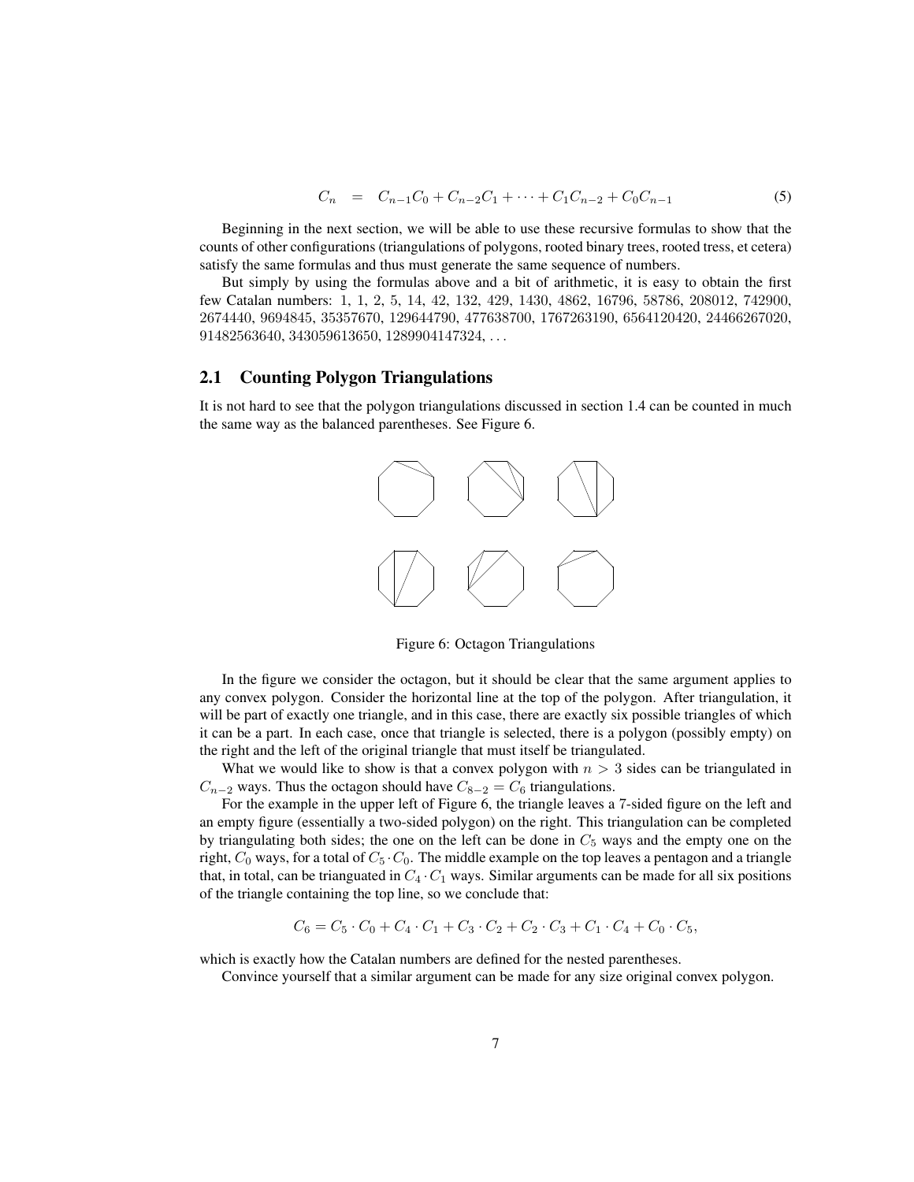$$C_n = C_{n-1}C_0 + C_{n-2}C_1 + \cdots + C_1C_{n-2} + C_0C_{n-1} \tag{5}$$

Beginning in the next section, we will be able to use these recursive formulas to show that the counts of other configurations (triangulations of polygons, rooted binary trees, rooted tress, et cetera) satisfy the same formulas and thus must generate the same sequence of numbers.

But simply by using the formulas above and a bit of arithmetic, it is easy to obtain the first few Catalan numbers: 1, 1, 2, 5, 14, 42, 132, 429, 1430, 4862, 16796, 58786, 208012, 742900, 2674440, 9694845, 35357670, 129644790, 477638700, 1767263190, 6564120420, 24466267020, 91482563640, 343059613650, 1289904147324, . . .

## 2.1 Counting Polygon Triangulations

It is not hard to see that the polygon triangulations discussed in section 1.4 can be counted in much the same way as the balanced parentheses. See Figure 6.

Figure 6: Octagon Triangulations

In the figure we consider the octagon, but it should be clear that the same argument applies to any convex polygon. Consider the horizontal line at the top of the polygon. After triangulation, it will be part of exactly one triangle, and in this case, there are exactly six possible triangles of which it can be a part. In each case, once that triangle is selected, there is a polygon (possibly empty) on the right and the left of the original triangle that must itself be triangulated.

What we would like to show is that a convex polygon with $n > 3$ sides can be triangulated in $C_{n-2}$ ways. Thus the octagon should have $C_{8-2} = C_6$ triangulations.

For the example in the upper left of Figure 6, the triangle leaves a 7-sided figure on the left and an empty figure (essentially a two-sided polygon) on the right. This triangulation can be completed by triangulating both sides; the one on the left can be done in $C_5$ ways and the empty one on the right, $C_0$ ways, for a total of $C_5 \cdot C_0$. The middle example on the top leaves a pentagon and a triangle that, in total, can be trianguated in $C_4 \cdot C_1$ ways. Similar arguments can be made for all six positions of the triangle containing the top line, so we conclude that:

$$C_6 = C_5 \cdot C_0 + C_4 \cdot C_1 + C_3 \cdot C_2 + C_2 \cdot C_3 + C_1 \cdot C_4 + C_0 \cdot C_5,$$

which is exactly how the Catalan numbers are defined for the nested parentheses.

Convince yourself that a similar argument can be made for any size original convex polygon.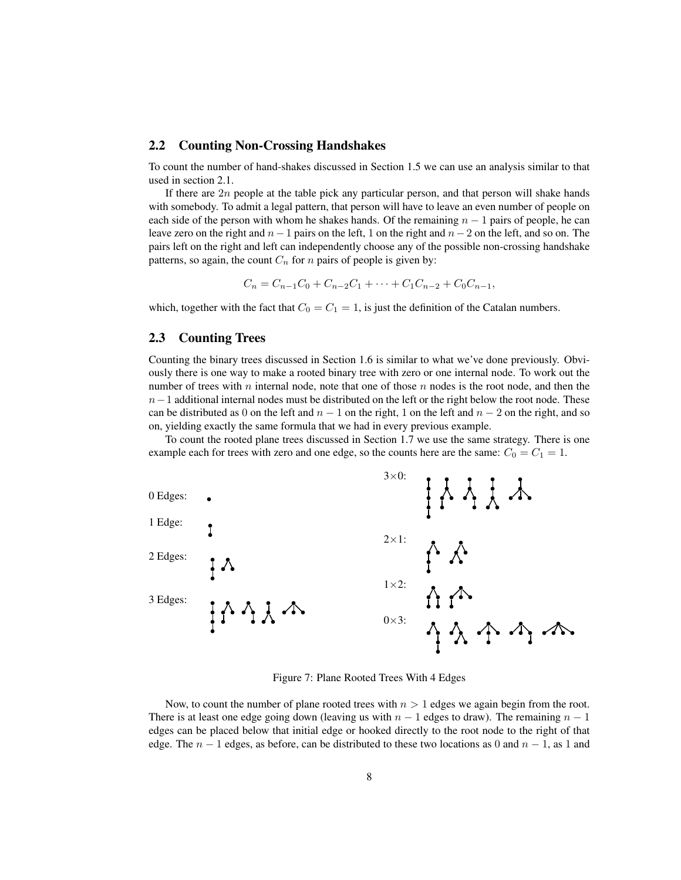## 2.2 Counting Non-Crossing Handshakes

To count the number of hand-shakes discussed in Section 1.5 we can use an analysis similar to that used in section 2.1.

If there are $2n$ people at the table pick any particular person, and that person will shake hands with somebody. To admit a legal pattern, that person will have to leave an even number of people on each side of the person with whom he shakes hands. Of the remaining $n-1$ pairs of people, he can leave zero on the right and $n-1$ pairs on the left, 1 on the right and $n-2$ on the left, and so on. The pairs left on the right and left can independently choose any of the possible non-crossing handshake patterns, so again, the count $C_n$ for $n$ pairs of people is given by:

$$C_n = C_{n-1}C_0 + C_{n-2}C_1 + \cdots + C_1C_{n-2} + C_0C_{n-1},$$

which, together with the fact that $C_0 = C_1 = 1$, is just the definition of the Catalan numbers.

## 2.3 Counting Trees

Counting the binary trees discussed in Section 1.6 is similar to what we've done previously. Obviously there is one way to make a rooted binary tree with zero or one internal node. To work out the number of trees with $n$ internal node, note that one of those $n$ nodes is the root node, and then the $n-1$ additional internal nodes must be distributed on the left or the right below the root node. These can be distributed as 0 on the left and $n-1$ on the right, 1 on the left and $n-2$ on the right, and so on, yielding exactly the same formula that we had in every previous example.

To count the rooted plane trees discussed in Section 1.7 we use the same strategy. There is one example each for trees with zero and one edge, so the counts here are the same: $C_0 = C_1 = 1$.

0 Edges:

1 Edge:

2 Edges:

3 Edges:

3×0:

2×1:

1×2:

0×3:

Figure 7: Plane Rooted Trees With 4 Edges

Now, to count the number of plane rooted trees with $n > 1$ edges we again begin from the root. There is at least one edge going down (leaving us with $n-1$ edges to draw). The remaining $n-1$ edges can be placed below that initial edge or hooked directly to the root node to the right of that edge. The $n-1$ edges, as before, can be distributed to these two locations as 0 and $n-1$, as 1 and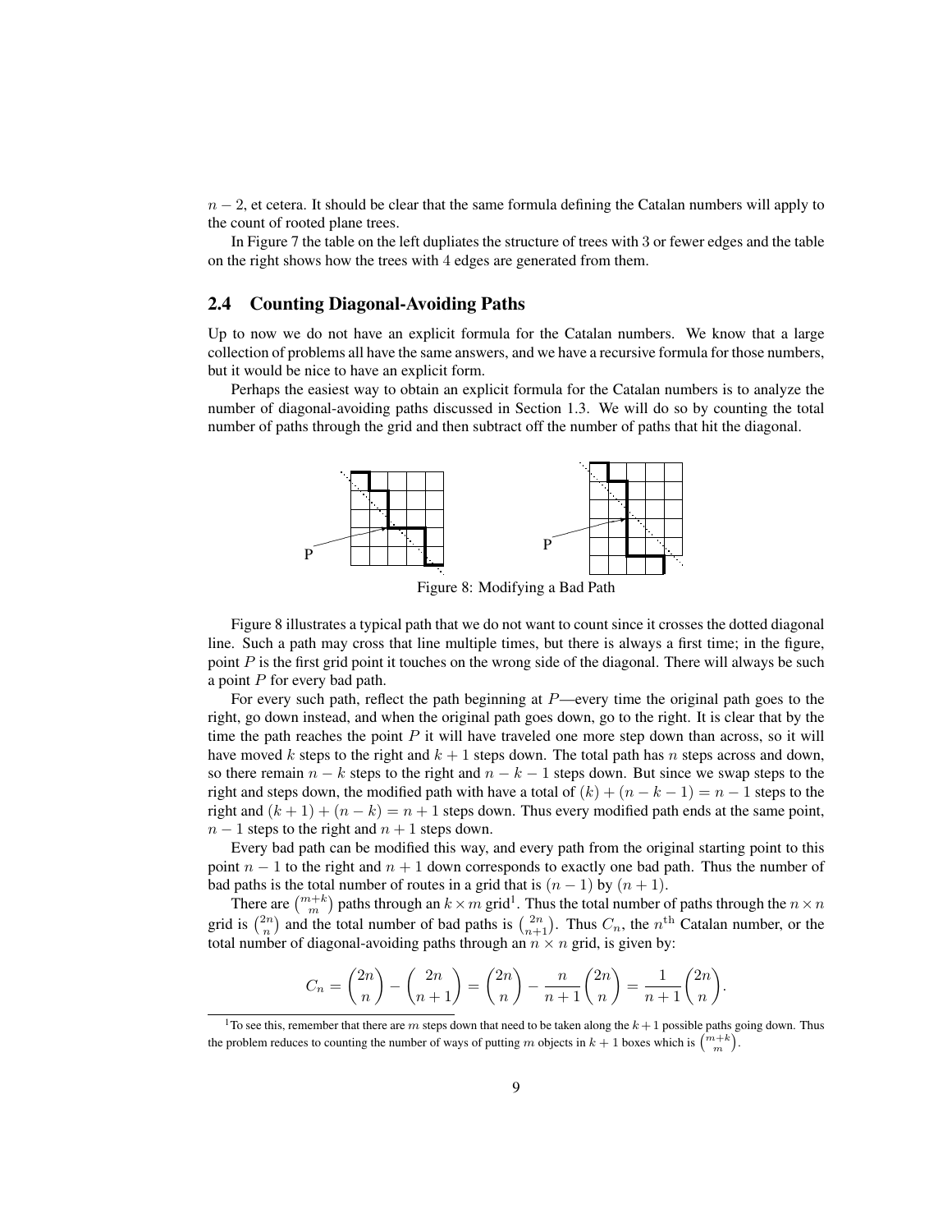$n-2$, et cetera. It should be clear that the same formula defining the Catalan numbers will apply to the count of rooted plane trees.

In Figure 7 the table on the left dupliates the structure of trees with 3 or fewer edges and the table on the right shows how the trees with 4 edges are generated from them.

## 2.4 Counting Diagonal-Avoiding Paths

Up to now we do not have an explicit formula for the Catalan numbers. We know that a large collection of problems all have the same answers, and we have a recursive formula for those numbers, but it would be nice to have an explicit form.

Perhaps the easiest way to obtain an explicit formula for the Catalan numbers is to analyze the number of diagonal-avoiding paths discussed in Section 1.3. We will do so by counting the total number of paths through the grid and then subtract off the number of paths that hit the diagonal.

Figure 8: Modifying a Bad Path

Figure 8 illustrates a typical path that we do not want to count since it crosses the dotted diagonal line. Such a path may cross that line multiple times, but there is always a first time; in the figure, point $P$ is the first grid point it touches on the wrong side of the diagonal. There will always be such a point $P$ for every bad path.

For every such path, reflect the path beginning at $P$—every time the original path goes to the right, go down instead, and when the original path goes down, go to the right. It is clear that by the time the path reaches the point $P$ it will have traveled one more step down than across, so it will have moved $k$ steps to the right and $k+1$ steps down. The total path has $n$ steps across and down, so there remain $n-k$ steps to the right and $n-k-1$ steps down. But since we swap steps to the right and steps down, the modified path with have a total of $(k)+(n-k-1)=n-1$ steps to the right and $(k+1)+(n-k)=n+1$ steps down. Thus every modified path ends at the same point, $n-1$ steps to the right and $n+1$ steps down.

Every bad path can be modified this way, and every path from the original starting point to this point $n-1$ to the right and $n+1$ down corresponds to exactly one bad path. Thus the number of bad paths is the total number of routes in a grid that is $(n-1)$ by $(n+1)$.

There are $\binom{m+k}{m}$ paths through an $k \times m$ grid[1]. Thus the total number of paths through the $n \times n$ grid is $\binom{2n}{n}$ and the total number of bad paths is $\binom{2n}{n+1}$. Thus $C_n$, the $n^{\text{th}}$ Catalan number, or the total number of diagonal-avoiding paths through an $n \times n$ grid, is given by:

$$C_n = \binom{2n}{n} - \binom{2n}{n+1} = \binom{2n}{n} - \frac{n}{n+1}\binom{2n}{n} = \frac{1}{n+1}\binom{2n}{n}.$$

[1] To see this, remember that there are $m$ steps down that need to be taken along the $k+1$ possible paths going down. Thus the problem reduces to counting the number of ways of putting $m$ objects in $k+1$ boxes which is $\binom{m+k}{m}$.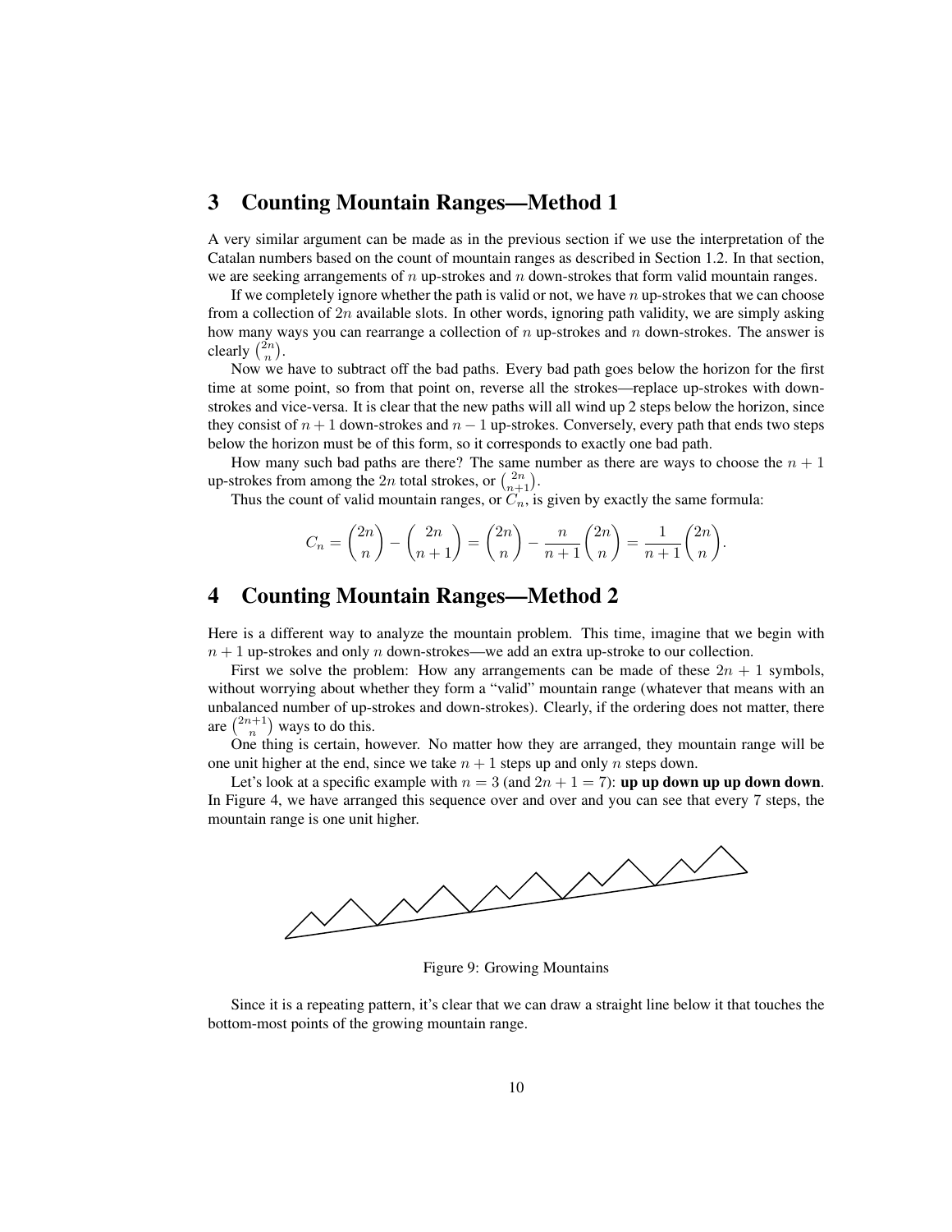## 3 Counting Mountain Ranges—Method 1

A very similar argument can be made as in the previous section if we use the interpretation of the Catalan numbers based on the count of mountain ranges as described in Section 1.2. In that section, we are seeking arrangements of $n$ up-strokes and $n$ down-strokes that form valid mountain ranges.

If we completely ignore whether the path is valid or not, we have $n$ up-strokes that we can choose from a collection of $2n$ available slots. In other words, ignoring path validity, we are simply asking how many ways you can rearrange a collection of $n$ up-strokes and $n$ down-strokes. The answer is clearly $\binom{2n}{n}$.

Now we have to subtract off the bad paths. Every bad path goes below the horizon for the first time at some point, so from that point on, reverse all the strokes—replace up-strokes with down-strokes and vice-versa. It is clear that the new paths will all wind up 2 steps below the horizon, since they consist of $n+1$ down-strokes and $n-1$ up-strokes. Conversely, every path that ends two steps below the horizon must be of this form, so it corresponds to exactly one bad path.

How many such bad paths are there? The same number as there are ways to choose the $n+1$ up-strokes from among the $2n$ total strokes, or $\binom{2n}{n+1}$.

Thus the count of valid mountain ranges, or $C_n$, is given by exactly the same formula:

$$C_n = \binom{2n}{n} - \binom{2n}{n+1} = \binom{2n}{n} - \frac{n}{n+1}\binom{2n}{n} = \frac{1}{n+1}\binom{2n}{n}.$$

## 4 Counting Mountain Ranges—Method 2

Here is a different way to analyze the mountain problem. This time, imagine that we begin with $n+1$ up-strokes and only $n$ down-strokes—we add an extra up-stroke to our collection.

First we solve the problem: How any arrangements can be made of these $2n+1$ symbols, without worrying about whether they form a "valid" mountain range (whatever that means with an unbalanced number of up-strokes and down-strokes). Clearly, if the ordering does not matter, there are $\binom{2n+1}{n}$ ways to do this.

One thing is certain, however. No matter how they are arranged, they mountain range will be one unit higher at the end, since we take $n+1$ steps up and only $n$ steps down.

Let's look at a specific example with $n = 3$ (and $2n+1 = 7$): **up up down up up down down**. In Figure 4, we have arranged this sequence over and over and you can see that every 7 steps, the mountain range is one unit higher.

Figure 9: Growing Mountains

Since it is a repeating pattern, it's clear that we can draw a straight line below it that touches the bottom-most points of the growing mountain range.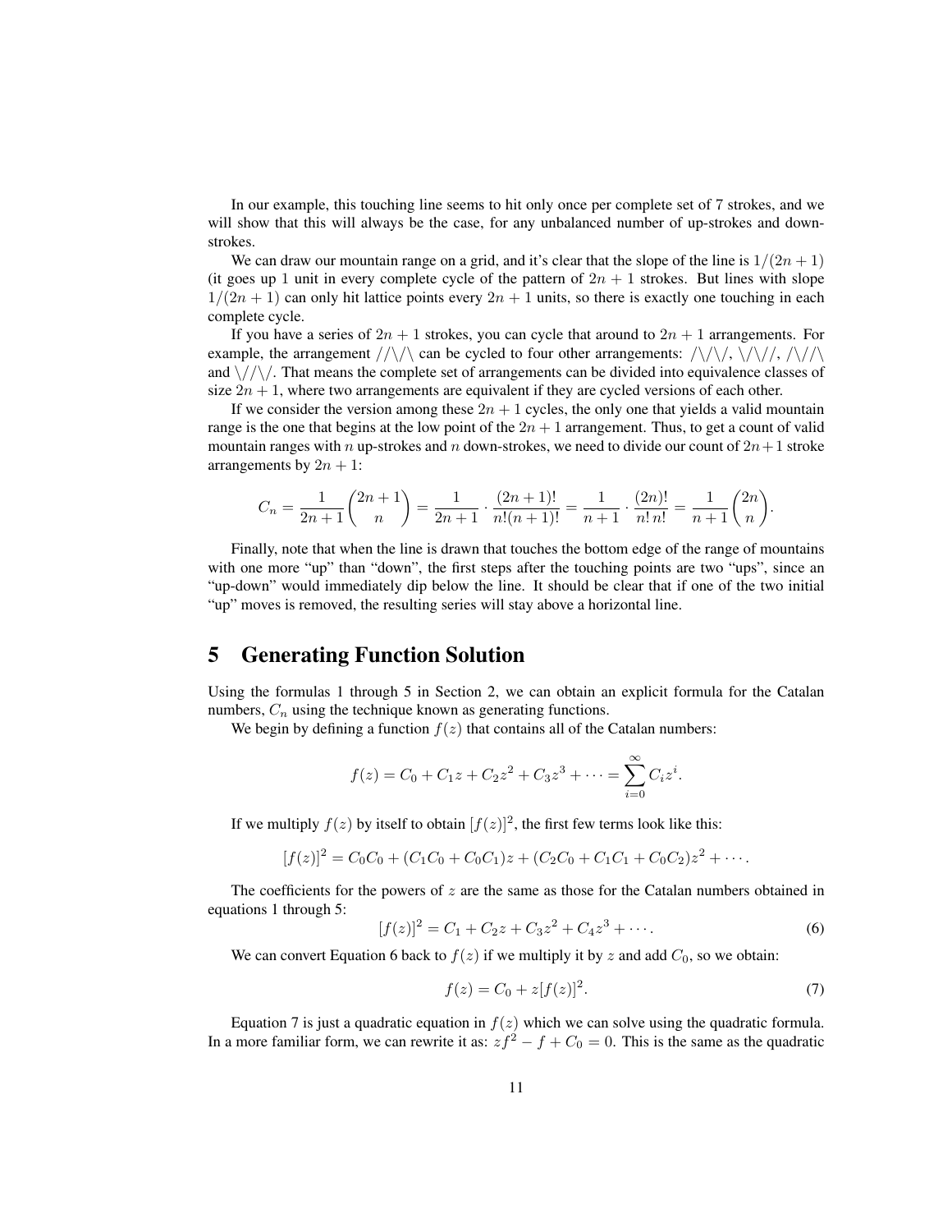In our example, this touching line seems to hit only once per complete set of 7 strokes, and we will show that this will always be the case, for any unbalanced number of up-strokes and down-strokes.

We can draw our mountain range on a grid, and it's clear that the slope of the line is $1/(2n+1)$ (it goes up 1 unit in every complete cycle of the pattern of $2n+1$ strokes. But lines with slope $1/(2n+1)$ can only hit lattice points every $2n+1$ units, so there is exactly one touching in each complete cycle.

If you have a series of $2n+1$ strokes, you can cycle that around to $2n+1$ arrangements. For example, the arrangement //\/\ can be cycled to four other arrangements: /\/\/, \/\//, /\//\ and \//\/. That means the complete set of arrangements can be divided into equivalence classes of size $2n+1$, where two arrangements are equivalent if they are cycled versions of each other.

If we consider the version among these $2n+1$ cycles, the only one that yields a valid mountain range is the one that begins at the low point of the $2n+1$ arrangement. Thus, to get a count of valid mountain ranges with $n$ up-strokes and $n$ down-strokes, we need to divide our count of $2n+1$ stroke arrangements by $2n+1$:

$$C_n = \frac{1}{2n+1}\binom{2n+1}{n} = \frac{1}{2n+1} \cdot \frac{(2n+1)!}{n!(n+1)!} = \frac{1}{n+1} \cdot \frac{(2n)!}{n!\,n!} = \frac{1}{n+1}\binom{2n}{n}.$$

Finally, note that when the line is drawn that touches the bottom edge of the range of mountains with one more "up" than "down", the first steps after the touching points are two "ups", since an "up-down" would immediately dip below the line. It should be clear that if one of the two initial "up" moves is removed, the resulting series will stay above a horizontal line.

## 5 Generating Function Solution

Using the formulas 1 through 5 in Section 2, we can obtain an explicit formula for the Catalan numbers, $C_n$ using the technique known as generating functions.

We begin by defining a function $f(z)$ that contains all of the Catalan numbers:

$$f(z) = C_0 + C_1 z + C_2 z^2 + C_3 z^3 + \cdots = \sum_{i=0}^{\infty} C_i z^i.$$

If we multiply $f(z)$ by itself to obtain $[f(z)]^2$, the first few terms look like this:

$$[f(z)]^2 = C_0 C_0 + (C_1 C_0 + C_0 C_1)z + (C_2 C_0 + C_1 C_1 + C_0 C_2)z^2 + \cdots.$$

The coefficients for the powers of $z$ are the same as those for the Catalan numbers obtained in equations 1 through 5:

$$[f(z)]^2 = C_1 + C_2 z + C_3 z^2 + C_4 z^3 + \cdots. \tag{6}$$

We can convert Equation 6 back to $f(z)$ if we multiply it by $z$ and add $C_0$, so we obtain:

$$f(z) = C_0 + z[f(z)]^2. \tag{7}$$

Equation 7 is just a quadratic equation in $f(z)$ which we can solve using the quadratic formula. In a more familiar form, we can rewrite it as: $zf^2 - f + C_0 = 0$. This is the same as the quadratic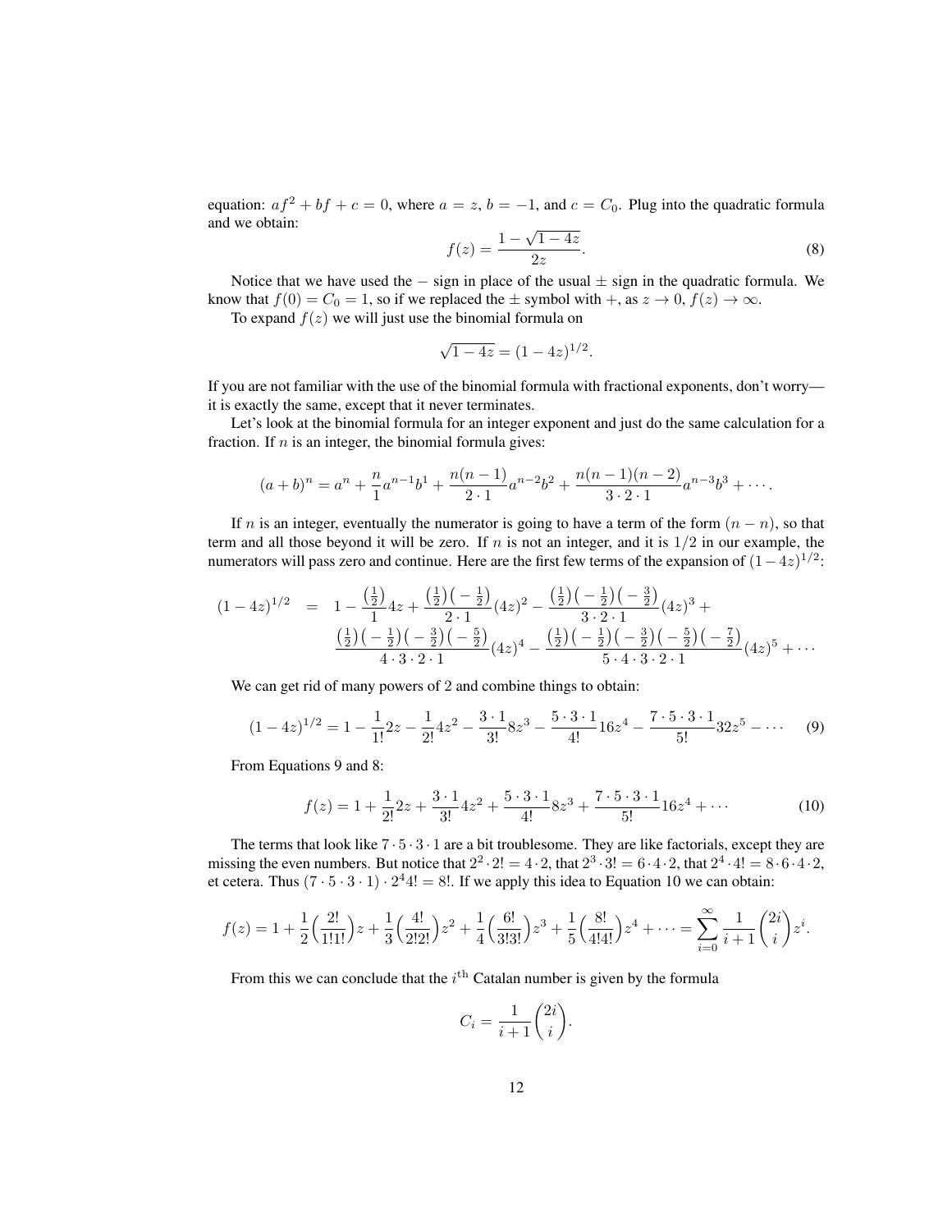equation: $af^2 + bf + c = 0$, where $a = z$, $b = -1$, and $c = C_0$. Plug into the quadratic formula and we obtain:

$$f(z) = \frac{1 - \sqrt{1 - 4z}}{2z}. \tag{8}$$

Notice that we have used the $-$ sign in place of the usual $\pm$ sign in the quadratic formula. We know that $f(0) = C_0 = 1$, so if we replaced the $\pm$ symbol with $+$, as $z \to 0$, $f(z) \to \infty$.

To expand $f(z)$ we will just use the binomial formula on

$$\sqrt{1 - 4z} = (1 - 4z)^{1/2}.$$

If you are not familiar with the use of the binomial formula with fractional exponents, don't worry—it is exactly the same, except that it never terminates.

Let's look at the binomial formula for an integer exponent and just do the same calculation for a fraction. If $n$ is an integer, the binomial formula gives:

$$(a + b)^n = a^n + \frac{n}{1}a^{n-1}b^1 + \frac{n(n-1)}{2 \cdot 1}a^{n-2}b^2 + \frac{n(n-1)(n-2)}{3 \cdot 2 \cdot 1}a^{n-3}b^3 + \cdots.$$

If $n$ is an integer, eventually the numerator is going to have a term of the form $(n - n)$, so that term and all those beyond it will be zero. If $n$ is not an integer, and it is $1/2$ in our example, the numerators will pass zero and continue. Here are the first few terms of the expansion of $(1 - 4z)^{1/2}$:

$$\begin{aligned}(1-4z)^{1/2} \quad &= \quad 1 - \frac{\left(\frac{1}{2}\right)}{1}4z + \frac{\left(\frac{1}{2}\right)\left(-\frac{1}{2}\right)}{2 \cdot 1}(4z)^2 - \frac{\left(\frac{1}{2}\right)\left(-\frac{1}{2}\right)\left(-\frac{3}{2}\right)}{3 \cdot 2 \cdot 1}(4z)^3 + \\ &\quad \frac{\left(\frac{1}{2}\right)\left(-\frac{1}{2}\right)\left(-\frac{3}{2}\right)\left(-\frac{5}{2}\right)}{4 \cdot 3 \cdot 2 \cdot 1}(4z)^4 - \frac{\left(\frac{1}{2}\right)\left(-\frac{1}{2}\right)\left(-\frac{3}{2}\right)\left(-\frac{5}{2}\right)\left(-\frac{7}{2}\right)}{5 \cdot 4 \cdot 3 \cdot 2 \cdot 1}(4z)^5 + \cdots\end{aligned}$$

We can get rid of many powers of 2 and combine things to obtain:

$$(1 - 4z)^{1/2} = 1 - \frac{1}{1!}2z - \frac{1}{2!}4z^2 - \frac{3 \cdot 1}{3!}8z^3 - \frac{5 \cdot 3 \cdot 1}{4!}16z^4 - \frac{7 \cdot 5 \cdot 3 \cdot 1}{5!}32z^5 - \cdots \tag{9}$$

From Equations 9 and 8:

$$f(z) = 1 + \frac{1}{2!}2z + \frac{3 \cdot 1}{3!}4z^2 + \frac{5 \cdot 3 \cdot 1}{4!}8z^3 + \frac{7 \cdot 5 \cdot 3 \cdot 1}{5!}16z^4 + \cdots \tag{10}$$

The terms that look like $7 \cdot 5 \cdot 3 \cdot 1$ are a bit troublesome. They are like factorials, except they are missing the even numbers. But notice that $2^2 \cdot 2! = 4 \cdot 2$, that $2^3 \cdot 3! = 6 \cdot 4 \cdot 2$, that $2^4 \cdot 4! = 8 \cdot 6 \cdot 4 \cdot 2$, et cetera. Thus $(7 \cdot 5 \cdot 3 \cdot 1) \cdot 2^4 4! = 8!$. If we apply this idea to Equation 10 we can obtain:

$$f(z) = 1 + \frac{1}{2}\left(\frac{2!}{1!1!}\right)z + \frac{1}{3}\left(\frac{4!}{2!2!}\right)z^2 + \frac{1}{4}\left(\frac{6!}{3!3!}\right)z^3 + \frac{1}{5}\left(\frac{8!}{4!4!}\right)z^4 + \cdots = \sum_{i=0}^{\infty} \frac{1}{i+1}\binom{2i}{i}z^i.$$

From this we can conclude that the $i^{\text{th}}$ Catalan number is given by the formula

$$C_i = \frac{1}{i+1}\binom{2i}{i}.$$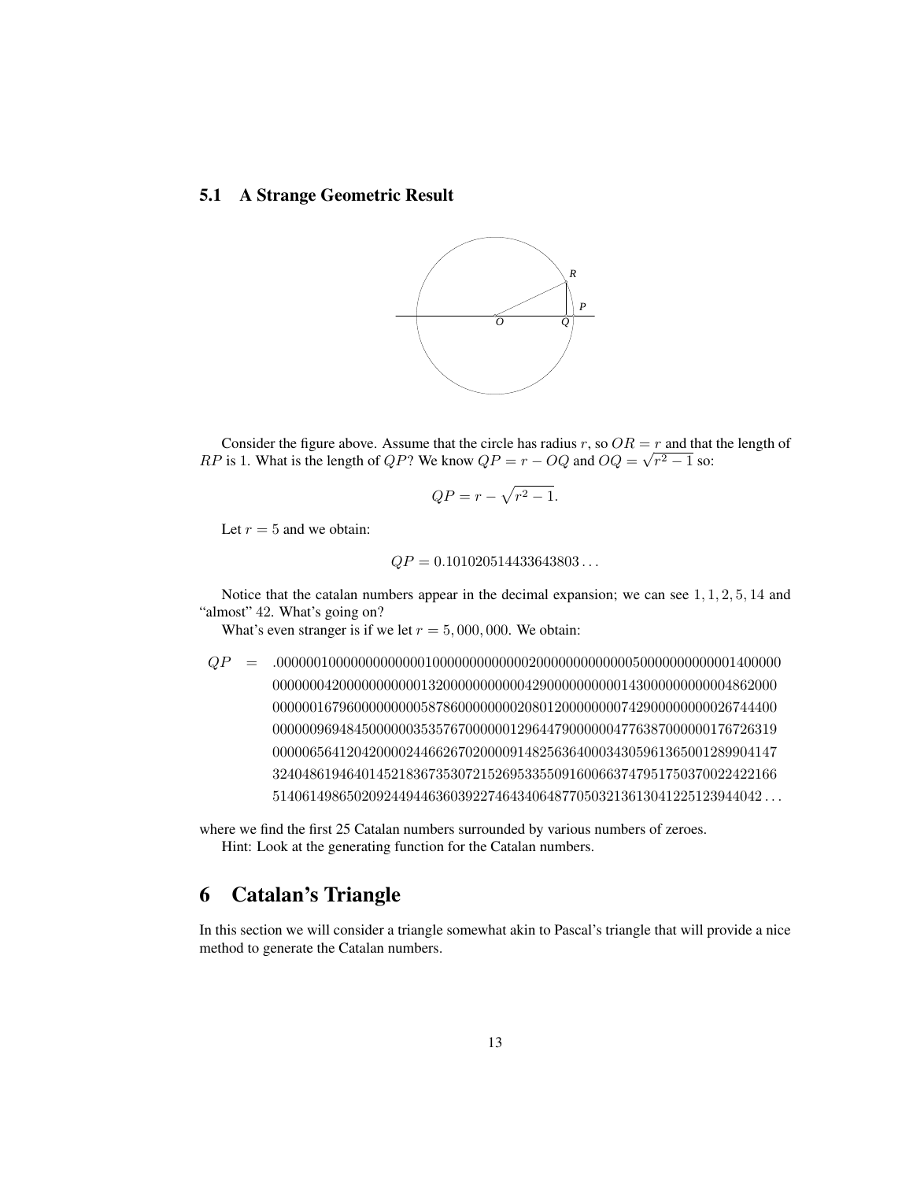### 5.1 A Strange Geometric Result

Consider the figure above. Assume that the circle has radius $r$, so $OR = r$ and that the length of $RP$ is 1. What is the length of $QP$? We know $QP = r - OQ$ and $OQ = \sqrt{r^2 - 1}$ so:

$$QP = r - \sqrt{r^2 - 1}.$$

Let $r = 5$ and we obtain:

$$QP = 0.101020514433643803\ldots$$

Notice that the catalan numbers appear in the decimal expansion; we can see $1, 1, 2, 5, 14$ and "almost" $42$. What's going on?

What's even stranger is if we let $r = 5,000,000$. We obtain:

$$
\begin{aligned}
QP = \; & .0000001000000000000001000000000000002000000000000005000000000000001400000 \\
& 0000000420000000000000132000000000000429000000000001430000000000004862000 \\
& 0000001679600000000005878600000000020801200000000074290000000000026744400 \\
& 0000009694845000000035357670000001296447900000047763870000000176726319 \\
& 0000065641204200000244662670200009148256364000343059613650012899041 47 \\
& 3240486194640145218367353072152695335509160066374795175037002242216 6 \\
& 5140614986502092449446360392274643406487705032136130412251239440 42\ldots
\end{aligned}
$$

where we find the first 25 Catalan numbers surrounded by various numbers of zeroes.

Hint: Look at the generating function for the Catalan numbers.

# 6 Catalan's Triangle

In this section we will consider a triangle somewhat akin to Pascal's triangle that will provide a nice method to generate the Catalan numbers.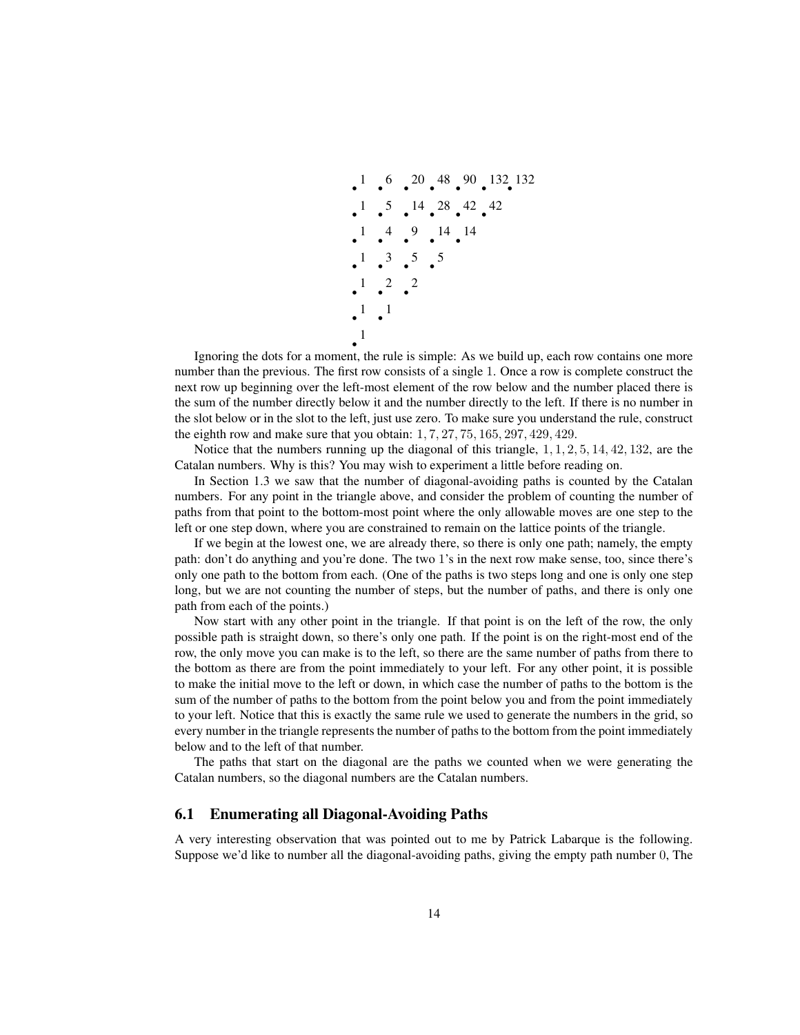```
•1   •6   •20  •48  •90  •132 •132
•1   •5   •14  •28  •42  •42
•1   •4   •9   •14  •14
•1   •3   •5   •5
•1   •2   •2
•1   •1
•1
```

Ignoring the dots for a moment, the rule is simple: As we build up, each row contains one more number than the previous. The first row consists of a single 1. Once a row is complete construct the next row up beginning over the left-most element of the row below and the number placed there is the sum of the number directly below it and the number directly to the left. If there is no number in the slot below or in the slot to the left, just use zero. To make sure you understand the rule, construct the eighth row and make sure that you obtain: $1, 7, 27, 75, 165, 297, 429, 429$.

Notice that the numbers running up the diagonal of this triangle, $1, 1, 2, 5, 14, 42, 132$, are the Catalan numbers. Why is this? You may wish to experiment a little before reading on.

In Section 1.3 we saw that the number of diagonal-avoiding paths is counted by the Catalan numbers. For any point in the triangle above, and consider the problem of counting the number of paths from that point to the bottom-most point where the only allowable moves are one step to the left or one step down, where you are constrained to remain on the lattice points of the triangle.

If we begin at the lowest one, we are already there, so there is only one path; namely, the empty path: don't do anything and you're done. The two 1's in the next row make sense, too, since there's only one path to the bottom from each. (One of the paths is two steps long and one is only one step long, but we are not counting the number of steps, but the number of paths, and there is only one path from each of the points.)

Now start with any other point in the triangle. If that point is on the left of the row, the only possible path is straight down, so there's only one path. If the point is on the right-most end of the row, the only move you can make is to the left, so there are the same number of paths from there to the bottom as there are from the point immediately to your left. For any other point, it is possible to make the initial move to the left or down, in which case the number of paths to the bottom is the sum of the number of paths to the bottom from the point below you and from the point immediately to your left. Notice that this is exactly the same rule we used to generate the numbers in the grid, so every number in the triangle represents the number of paths to the bottom from the point immediately below and to the left of that number.

The paths that start on the diagonal are the paths we counted when we were generating the Catalan numbers, so the diagonal numbers are the Catalan numbers.

## 6.1 Enumerating all Diagonal-Avoiding Paths

A very interesting observation that was pointed out to me by Patrick Labarque is the following. Suppose we'd like to number all the diagonal-avoiding paths, giving the empty path number $0$, The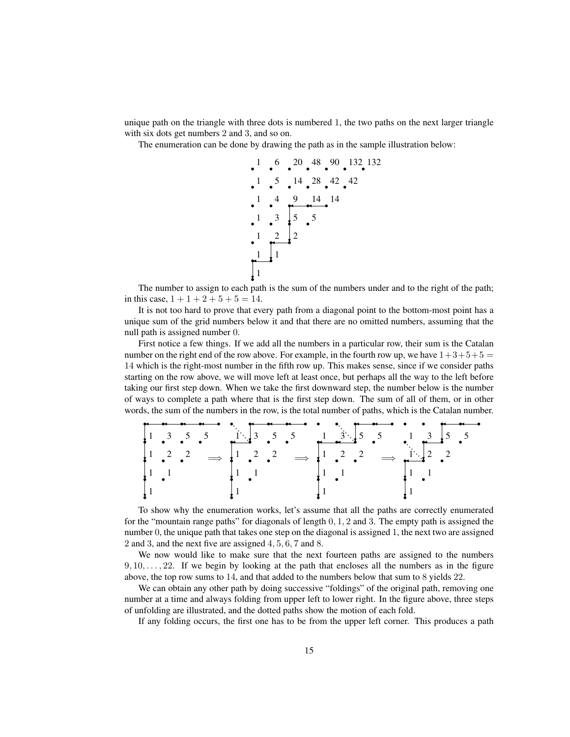unique path on the triangle with three dots is numbered 1, the two paths on the next larger triangle with six dots get numbers 2 and 3, and so on.

The enumeration can be done by drawing the path as in the sample illustration below:

The number to assign to each path is the sum of the numbers under and to the right of the path; in this case, $1+1+2+5+5 = 14$.

It is not too hard to prove that every path from a diagonal point to the bottom-most point has a unique sum of the grid numbers below it and that there are no omitted numbers, assuming that the null path is assigned number 0.

First notice a few things. If we add all the numbers in a particular row, their sum is the Catalan number on the right end of the row above. For example, in the fourth row up, we have $1+3+5+5 = 14$ which is the right-most number in the fifth row up. This makes sense, since if we consider paths starting on the row above, we will move left at least once, but perhaps all the way to the left before taking our first step down. When we take the first downward step, the number below is the number of ways to complete a path where that is the first step down. The sum of all of them, or in other words, the sum of the numbers in the row, is the total number of paths, which is the Catalan number.

To show why the enumeration works, let's assume that all the paths are correctly enumerated for the "mountain range paths" for diagonals of length $0, 1, 2$ and $3$. The empty path is assigned the number $0$, the unique path that takes one step on the diagonal is assigned $1$, the next two are assigned $2$ and $3$, and the next five are assigned $4, 5, 6, 7$ and $8$.

We now would like to make sure that the next fourteen paths are assigned to the numbers $9, 10, \ldots, 22$. If we begin by looking at the path that encloses all the numbers as in the figure above, the top row sums to $14$, and that added to the numbers below that sum to $8$ yields $22$.

We can obtain any other path by doing successive "foldings" of the original path, removing one number at a time and always folding from upper left to lower right. In the figure above, three steps of unfolding are illustrated, and the dotted paths show the motion of each fold.

If any folding occurs, the first one has to be from the upper left corner. This produces a path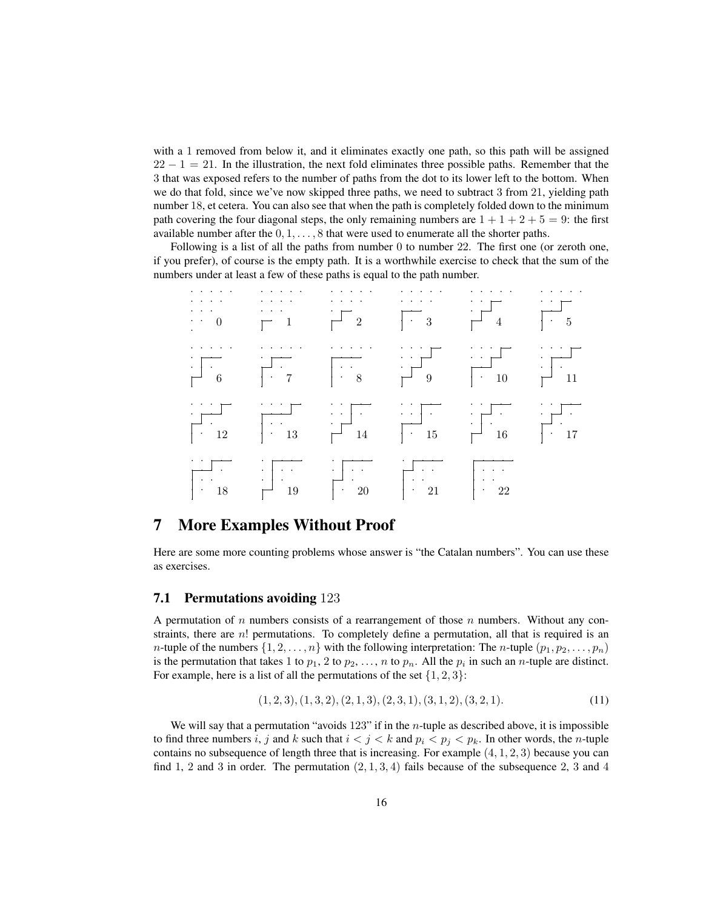with a 1 removed from below it, and it eliminates exactly one path, so this path will be assigned $22 - 1 = 21$. In the illustration, the next fold eliminates three possible paths. Remember that the 3 that was exposed refers to the number of paths from the dot to its lower left to the bottom. When we do that fold, since we've now skipped three paths, we need to subtract 3 from 21, yielding path number 18, et cetera. You can also see that when the path is completely folded down to the minimum path covering the four diagonal steps, the only remaining numbers are $1 + 1 + 2 + 5 = 9$: the first available number after the $0, 1, \ldots, 8$ that were used to enumerate all the shorter paths.

Following is a list of all the paths from number 0 to number 22. The first one (or zeroth one, if you prefer), of course is the empty path. It is a worthwhile exercise to check that the sum of the numbers under at least a few of these paths is equal to the path number.

0 1 2 3 4 5

6 7 8 9 10 11

12 13 14 15 16 17

18 19 20 21 22

## 7 More Examples Without Proof

Here are some more counting problems whose answer is "the Catalan numbers". You can use these as exercises.

### 7.1 Permutations avoiding 123

A permutation of $n$ numbers consists of a rearrangement of those $n$ numbers. Without any constraints, there are $n!$ permutations. To completely define a permutation, all that is required is an $n$-tuple of the numbers $\{1, 2, \ldots, n\}$ with the following interpretation: The $n$-tuple $(p_1, p_2, \ldots, p_n)$ is the permutation that takes 1 to $p_1$, 2 to $p_2$, ..., $n$ to $p_n$. All the $p_i$ in such an $n$-tuple are distinct. For example, here is a list of all the permutations of the set $\{1, 2, 3\}$:

$$(1, 2, 3), (1, 3, 2), (2, 1, 3), (2, 3, 1), (3, 1, 2), (3, 2, 1). \tag{11}$$

We will say that a permutation "avoids 123" if in the $n$-tuple as described above, it is impossible to find three numbers $i$, $j$ and $k$ such that $i < j < k$ and $p_i < p_j < p_k$. In other words, the $n$-tuple contains no subsequence of length three that is increasing. For example $(4, 1, 2, 3)$ because you can find 1, 2 and 3 in order. The permutation $(2, 1, 3, 4)$ fails because of the subsequence 2, 3 and 4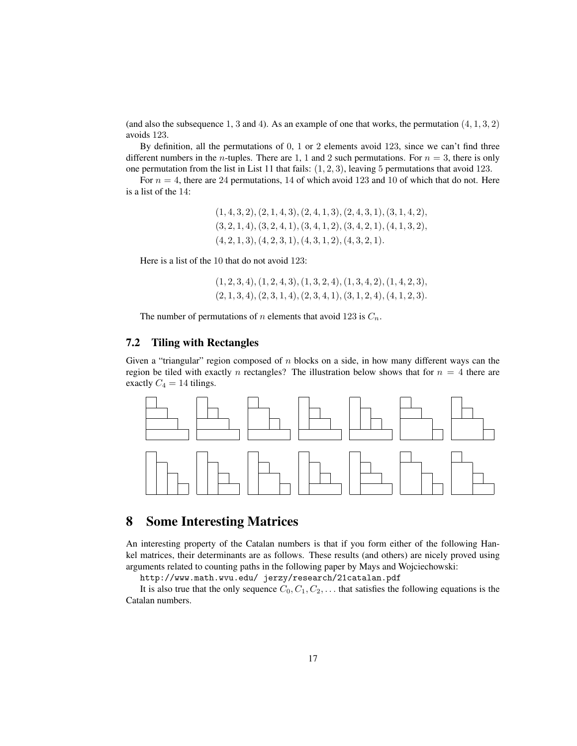(and also the subsequence 1, 3 and 4). As an example of one that works, the permutation $(4, 1, 3, 2)$ avoids 123.

By definition, all the permutations of 0, 1 or 2 elements avoid 123, since we can't find three different numbers in the $n$-tuples. There are 1, 1 and 2 such permutations. For $n = 3$, there is only one permutation from the list in List 11 that fails: $(1, 2, 3)$, leaving 5 permutations that avoid 123.

For $n = 4$, there are 24 permutations, 14 of which avoid 123 and 10 of which that do not. Here is a list of the 14:

$$(1,4,3,2),(2,1,4,3),(2,4,1,3),(2,4,3,1),(3,1,4,2),$$
$$(3,2,1,4),(3,2,4,1),(3,4,1,2),(3,4,2,1),(4,1,3,2),$$
$$(4,2,1,3),(4,2,3,1),(4,3,1,2),(4,3,2,1).$$

Here is a list of the 10 that do not avoid 123:

$$(1,2,3,4),(1,2,4,3),(1,3,2,4),(1,3,4,2),(1,4,2,3),$$
$$(2,1,3,4),(2,3,1,4),(2,3,4,1),(3,1,2,4),(4,1,2,3).$$

The number of permutations of $n$ elements that avoid 123 is $C_n$.

## 7.2 Tiling with Rectangles

Given a "triangular" region composed of $n$ blocks on a side, in how many different ways can the region be tiled with exactly $n$ rectangles? The illustration below shows that for $n = 4$ there are exactly $C_4 = 14$ tilings.

# 8 Some Interesting Matrices

An interesting property of the Catalan numbers is that if you form either of the following Hankel matrices, their determinants are as follows. These results (and others) are nicely proved using arguments related to counting paths in the following paper by Mays and Wojciechowski:

`http://www.math.wvu.edu/ jerzy/research/21catalan.pdf`

It is also true that the only sequence $C_0, C_1, C_2, \ldots$ that satisfies the following equations is the Catalan numbers.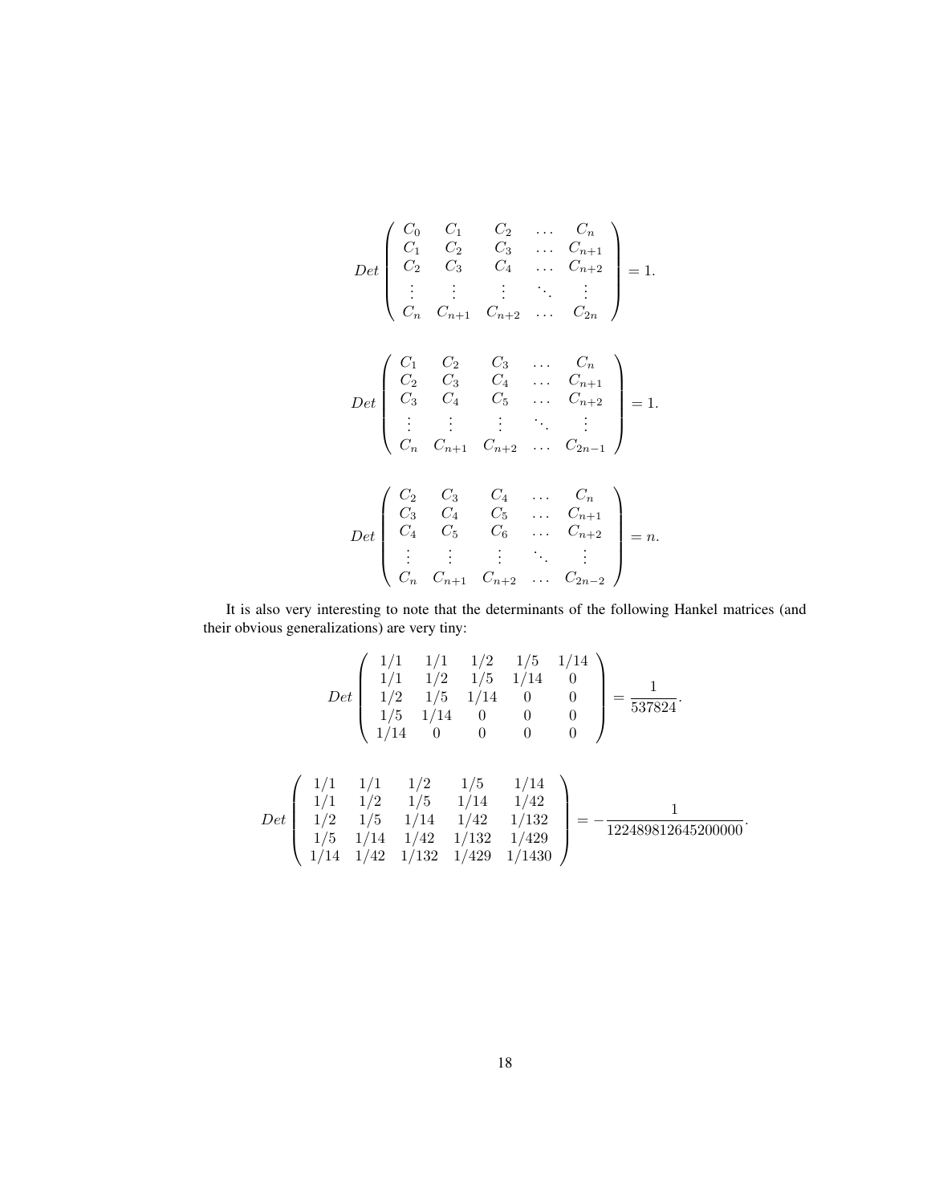$$Det \begin{pmatrix} C_0 & C_1 & C_2 & \dots & C_n \\ C_1 & C_2 & C_3 & \dots & C_{n+1} \\ C_2 & C_3 & C_4 & \dots & C_{n+2} \\ \vdots & \vdots & \vdots & \ddots & \vdots \\ C_n & C_{n+1} & C_{n+2} & \dots & C_{2n} \end{pmatrix} = 1.$$

$$Det \begin{pmatrix} C_1 & C_2 & C_3 & \dots & C_n \\ C_2 & C_3 & C_4 & \dots & C_{n+1} \\ C_3 & C_4 & C_5 & \dots & C_{n+2} \\ \vdots & \vdots & \vdots & \ddots & \vdots \\ C_n & C_{n+1} & C_{n+2} & \dots & C_{2n-1} \end{pmatrix} = 1.$$

$$Det \begin{pmatrix} C_2 & C_3 & C_4 & \dots & C_n \\ C_3 & C_4 & C_5 & \dots & C_{n+1} \\ C_4 & C_5 & C_6 & \dots & C_{n+2} \\ \vdots & \vdots & \vdots & \ddots & \vdots \\ C_n & C_{n+1} & C_{n+2} & \dots & C_{2n-2} \end{pmatrix} = n.$$

It is also very interesting to note that the determinants of the following Hankel matrices (and their obvious generalizations) are very tiny:

$$Det \begin{pmatrix} 1/1 & 1/1 & 1/2 & 1/5 & 1/14 \\ 1/1 & 1/2 & 1/5 & 1/14 & 0 \\ 1/2 & 1/5 & 1/14 & 0 & 0 \\ 1/5 & 1/14 & 0 & 0 & 0 \\ 1/14 & 0 & 0 & 0 & 0 \end{pmatrix} = \frac{1}{537824}.$$

$$Det \begin{pmatrix} 1/1 & 1/1 & 1/2 & 1/5 & 1/14 \\ 1/1 & 1/2 & 1/5 & 1/14 & 1/42 \\ 1/2 & 1/5 & 1/14 & 1/42 & 1/132 \\ 1/5 & 1/14 & 1/42 & 1/132 & 1/429 \\ 1/14 & 1/42 & 1/132 & 1/429 & 1/1430 \end{pmatrix} = -\frac{1}{122489812645200000}.$$